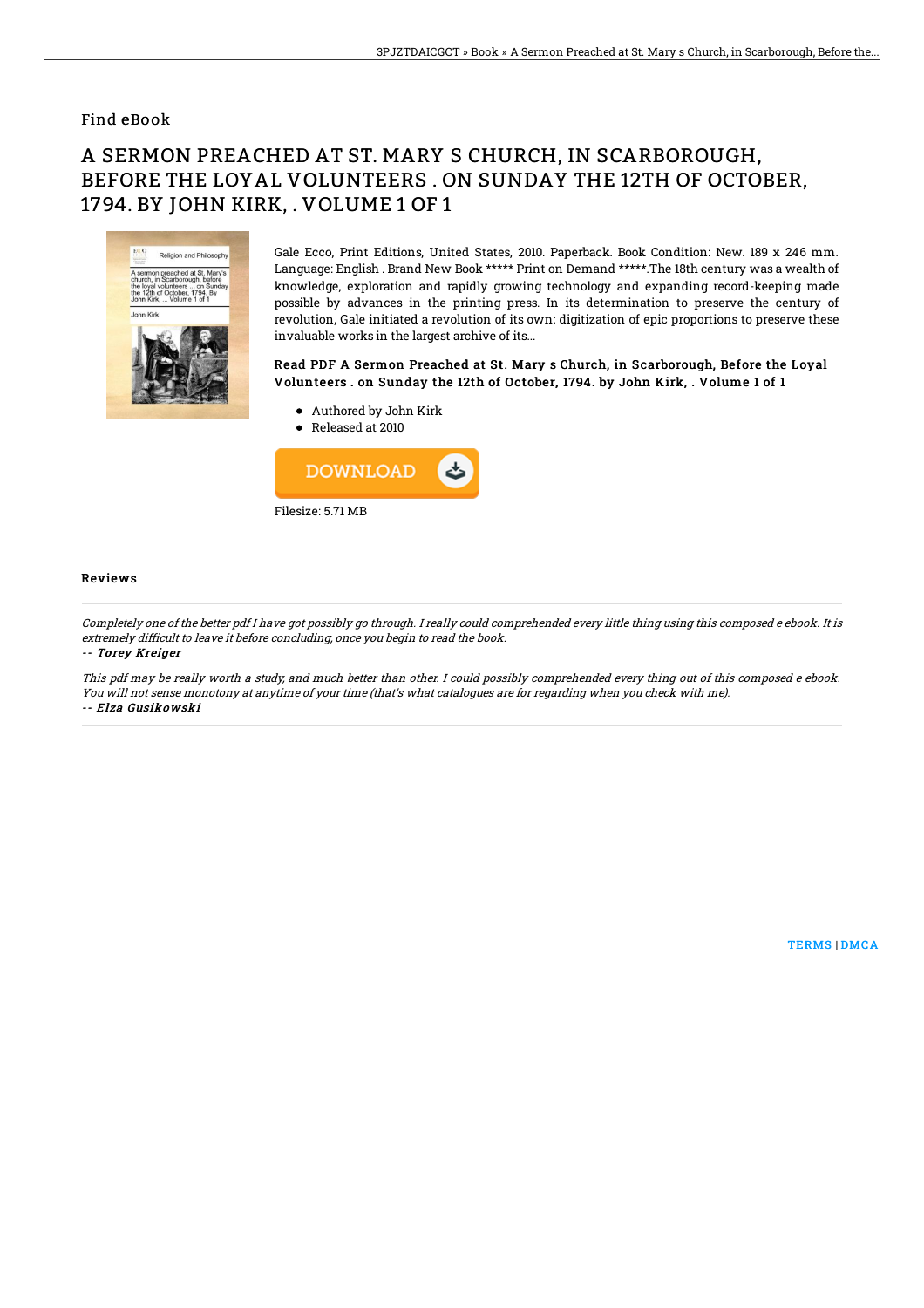Find eBook

# A SERMON PREACHED AT ST. MARY S CHURCH, IN SCARBOROUGH, BEFORE THE LOYAL VOLUNTEERS . ON SUNDAY THE 12TH OF OCTOBER, 1794. BY JOHN KIRK, . VOLUME 1 OF 1

Gale Ecco, Print Editions, United States, 2010. Paperback. Book Condition: New. 189 x 246 mm. Language: English . Brand New Book ***** Print on Demand *****.The 18th century was a wealth of knowledge, exploration and rapidly growing technology and expanding record-keeping made possible by advances in the printing press. In its determination to preserve the century of revolution, Gale initiated a revolution of its own: digitization of epic proportions to preserve these invaluable works in the largest archive of its...

### Read PDF A Sermon Preached at St. Mary s Church, in Scarborough, Before the Loyal Volunteers . on Sunday the 12th of October, 1794. by John Kirk, . Volume 1 of 1

- Authored by John Kirk
- Released at 2010

DOWNLOAD

Filesize: 5.71 MB

## Reviews

*Completely one of the better pdf I have got possibly go through. I really could comprehended every little thing using this composed e ebook. It is extremely difficult to leave it before concluding, once you begin to read the book.*

*-- Torey Kreiger*

*This pdf may be really worth a study, and much better than other. I could possibly comprehended every thing out of this composed e ebook. You will not sense monotony at anytime of your time (that's what catalogues are for regarding when you check with me).*

*-- Elza Gusikowski*

TERMS | DMCA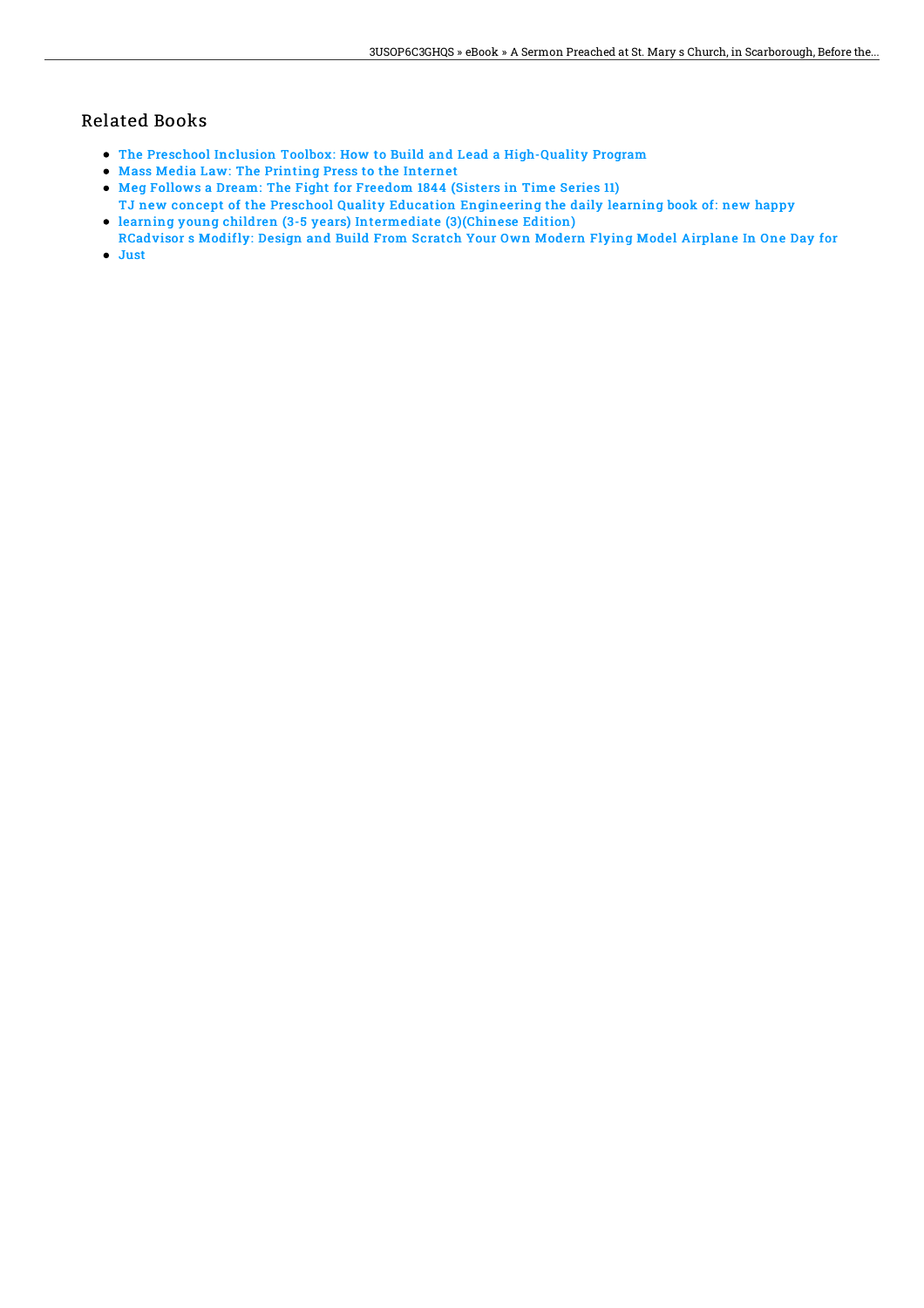## Related Books

- The Preschool Inclusion Toolbox: How to Build and Lead a High-Quality Program
- Mass Media Law: The Printing Press to the Internet
- Meg Follows a Dream: The Fight for Freedom 1844 (Sisters in Time Series 11)
- TJ new concept of the Preschool Quality Education Engineering the daily learning book of: new happy learning young children (3-5 years) Intermediate (3)(Chinese Edition)
- RCadvisor s Modifly: Design and Build From Scratch Your Own Modern Flying Model Airplane In One Day for Just